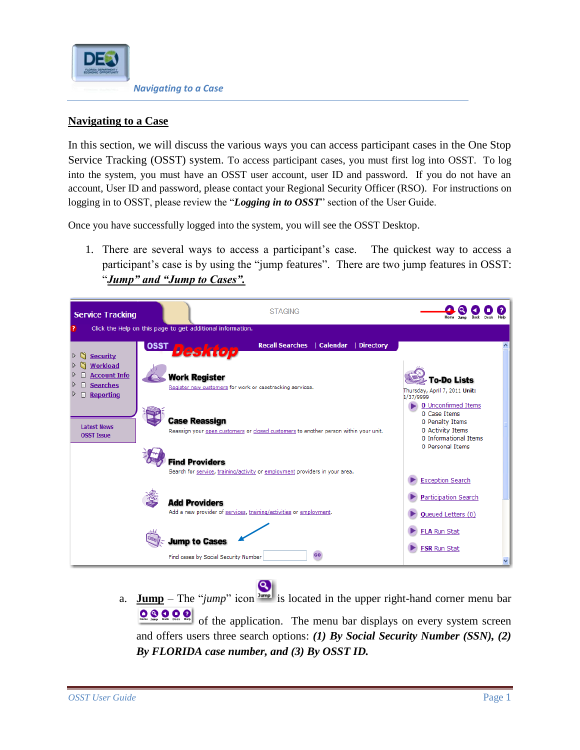## Navigating to a Case

In this section, we will discuss the various ways you can access participant cases in the One Stop Service Tracking (OSST) system. To access participant cases, you must first log into OSST. To log into the system, you must have an OSST user account, user ID and password. If you do not have an account, User ID and password, please contact your Regional Security Officer (RSO). For instructions on logging in to OSST, please review the "***Logging in to OSST***" section of the User Guide.

Once you have successfully logged into the system, you will see the OSST Desktop.

1. There are several ways to access a participant's case. The quickest way to access a participant's case is by using the "jump features". There are two jump features in OSST: "***Jump" and "Jump to Cases".***

   a. **Jump** – The "*jump*" icon is located in the upper right-hand corner menu bar of the application. The menu bar displays on every system screen and offers users three search options: ***(1) By Social Security Number (SSN), (2) By FLORIDA case number, and (3) By OSST ID.***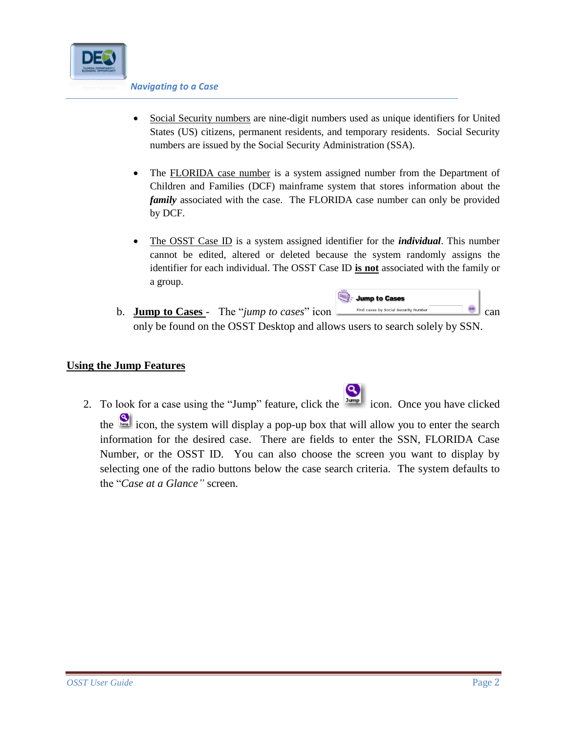- Social Security numbers are nine-digit numbers used as unique identifiers for United States (US) citizens, permanent residents, and temporary residents. Social Security numbers are issued by the Social Security Administration (SSA).

- The FLORIDA case number is a system assigned number from the Department of Children and Families (DCF) mainframe system that stores information about the ***family*** associated with the case. The FLORIDA case number can only be provided by DCF.

- The OSST Case ID is a system assigned identifier for the ***individual***. This number cannot be edited, altered or deleted because the system randomly assigns the identifier for each individual. The OSST Case ID **is not** associated with the family or a group.

b. **Jump to Cases** - The "*jump to cases*" icon can only be found on the OSST Desktop and allows users to search solely by SSN.

## Using the Jump Features

2. To look for a case using the "Jump" feature, click the icon. Once you have clicked the icon, the system will display a pop-up box that will allow you to enter the search information for the desired case. There are fields to enter the SSN, FLORIDA Case Number, or the OSST ID. You can also choose the screen you want to display by selecting one of the radio buttons below the case search criteria. The system defaults to the "*Case at a Glance"* screen.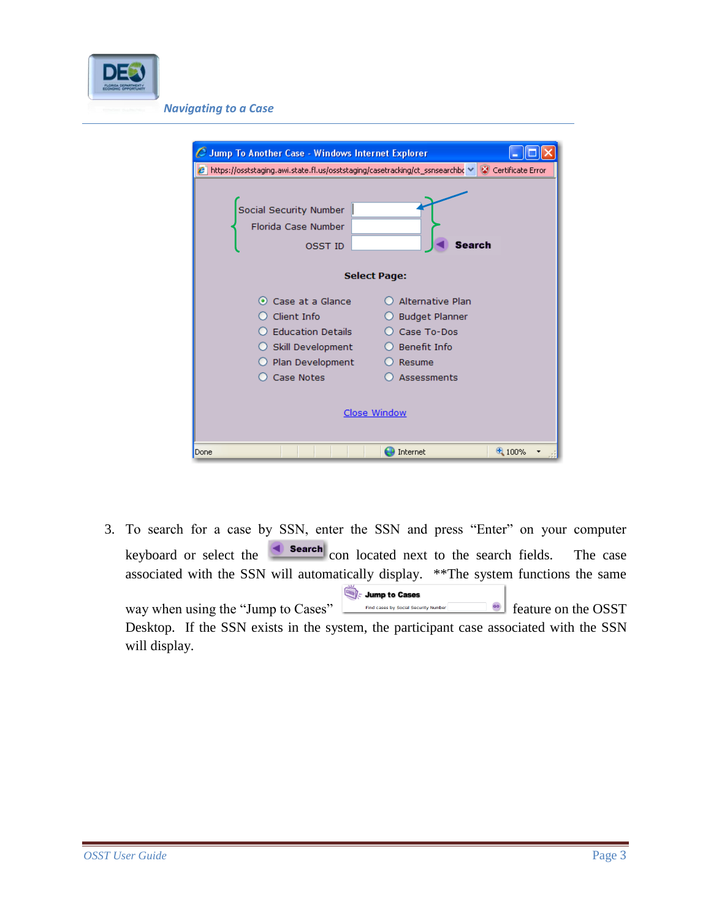3. To search for a case by SSN, enter the SSN and press "Enter" on your computer keyboard or select the Search icon located next to the search fields. The case associated with the SSN will automatically display. **The system functions the same way when using the "Jump to Cases" feature on the OSST Desktop. If the SSN exists in the system, the participant case associated with the SSN will display.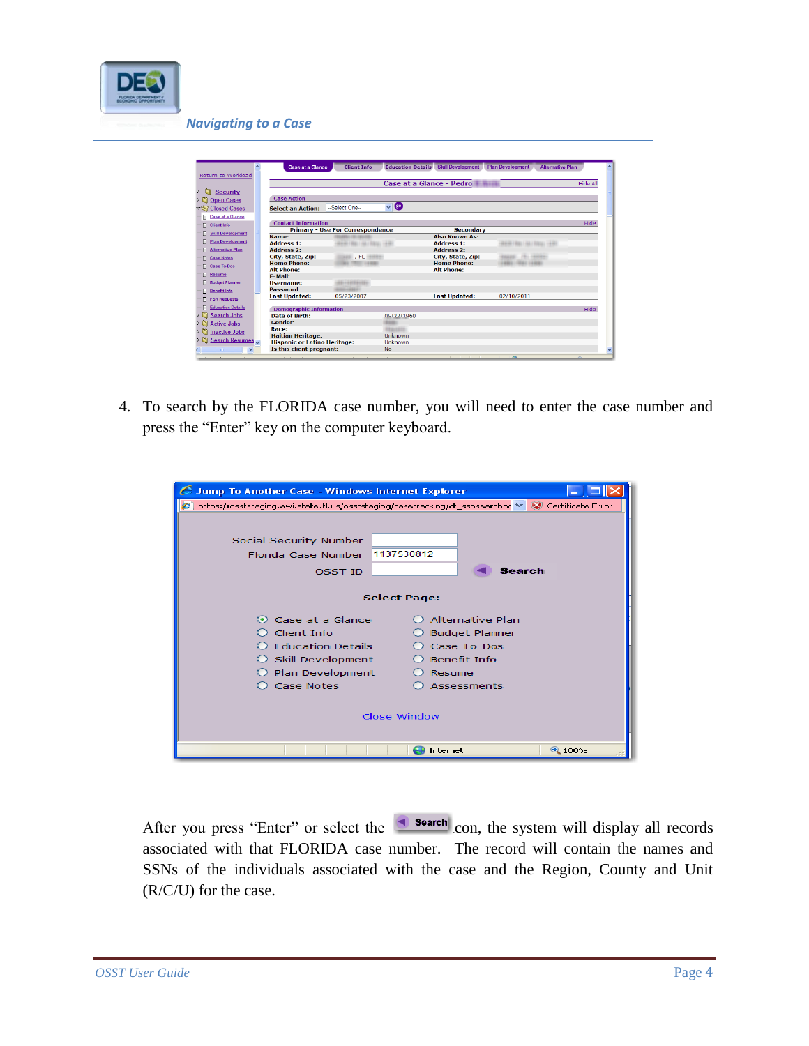4. To search by the FLORIDA case number, you will need to enter the case number and press the "Enter" key on the computer keyboard.

After you press "Enter" or select the Search icon, the system will display all records associated with that FLORIDA case number. The record will contain the names and SSNs of the individuals associated with the case and the Region, County and Unit (R/C/U) for the case.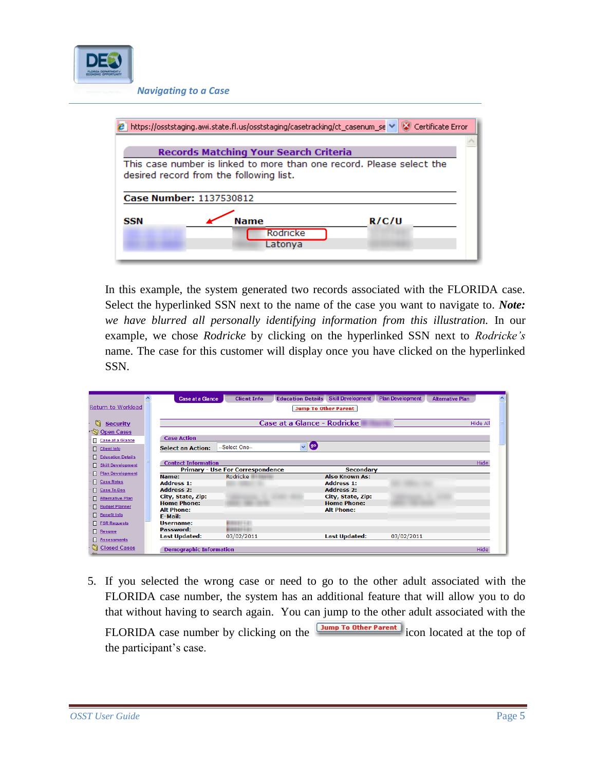In this example, the system generated two records associated with the FLORIDA case. Select the hyperlinked SSN next to the name of the case you want to navigate to. ***Note:*** *we have blurred all personally identifying information from this illustration.* In our example, we chose *Rodricke* by clicking on the hyperlinked SSN next to *Rodricke's* name. The case for this customer will display once you have clicked on the hyperlinked SSN.

5. If you selected the wrong case or need to go to the other adult associated with the FLORIDA case number, the system has an additional feature that will allow you to do that without having to search again. You can jump to the other adult associated with the FLORIDA case number by clicking on the **Jump To Other Parent** icon located at the top of the participant's case.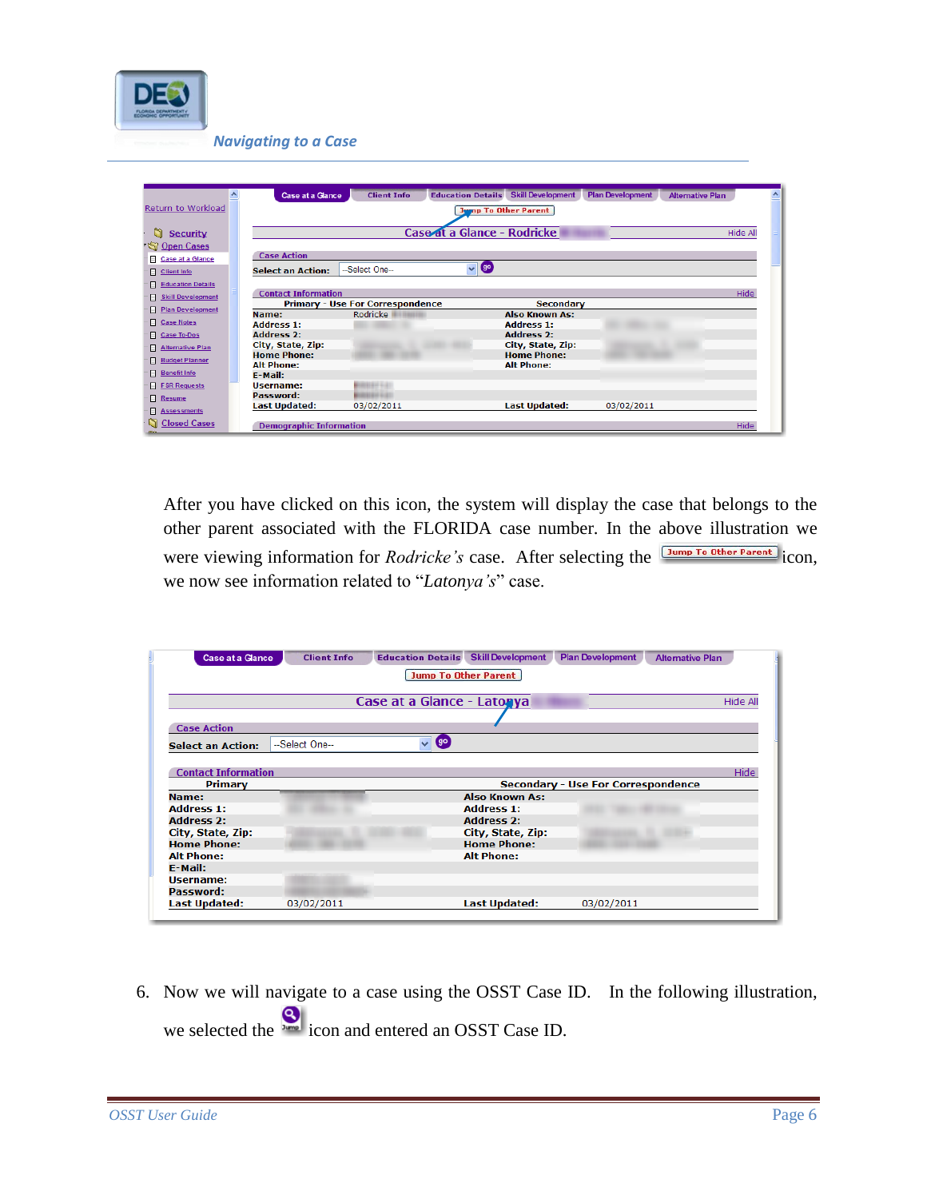After you have clicked on this icon, the system will display the case that belongs to the other parent associated with the FLORIDA case number. In the above illustration we were viewing information for *Rodricke's* case. After selecting the Jump To Other Parent icon, we now see information related to "*Latonya's*" case.

6. Now we will navigate to a case using the OSST Case ID. In the following illustration, we selected the Jump icon and entered an OSST Case ID.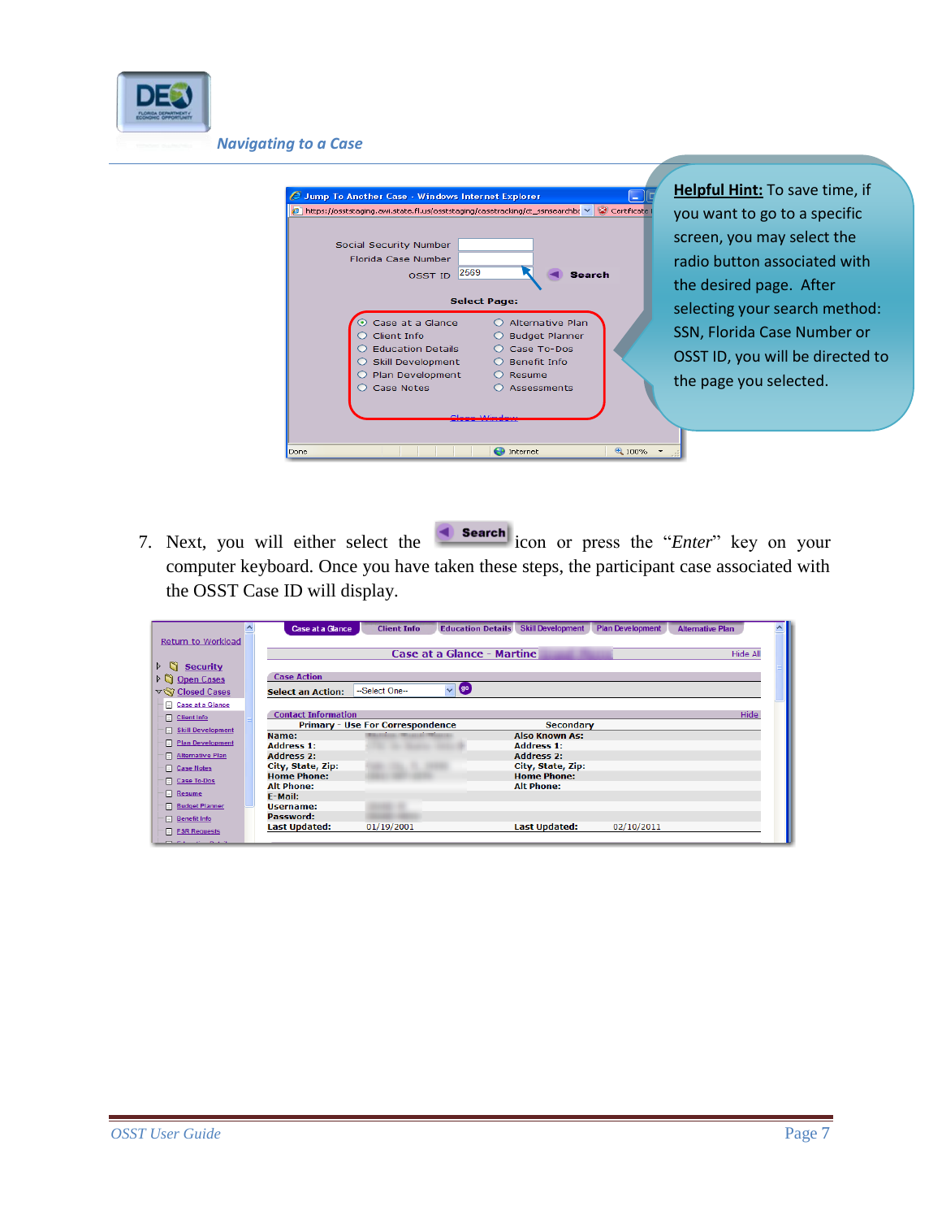## Navigating to a Case

**Helpful Hint:** To save time, if you want to go to a specific screen, you may select the radio button associated with the desired page. After selecting your search method: SSN, Florida Case Number or OSST ID, you will be directed to the page you selected.

7. Next, you will either select the **Search** icon or press the "*Enter*" key on your computer keyboard. Once you have taken these steps, the participant case associated with the OSST Case ID will display.